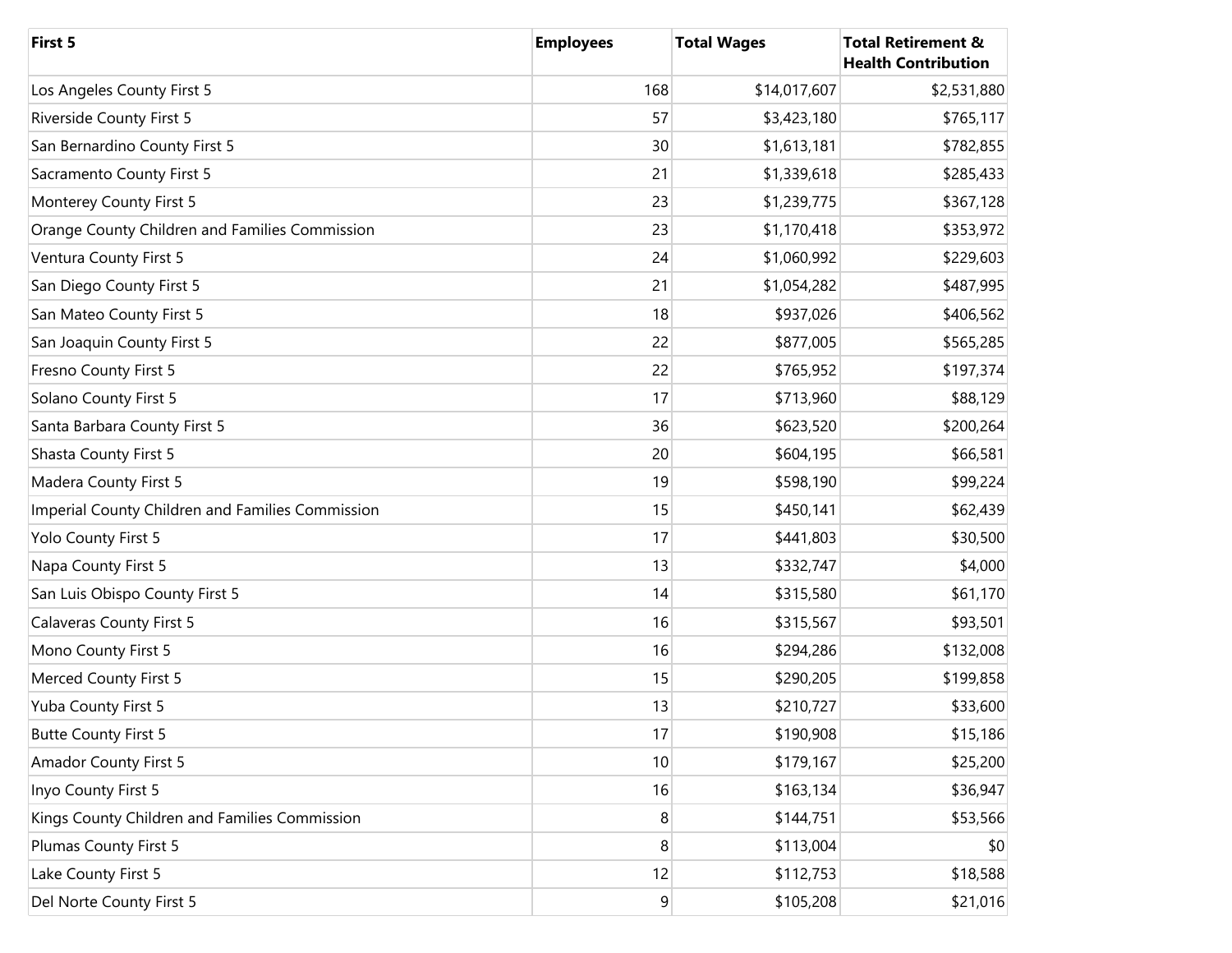| First 5 | Employees | Total Wages | Total Retirement & Health Contribution |
|---|---|---|---|
| Los Angeles County First 5 | 168 | $14,017,607 | $2,531,880 |
| Riverside County First 5 | 57 | $3,423,180 | $765,117 |
| San Bernardino County First 5 | 30 | $1,613,181 | $782,855 |
| Sacramento County First 5 | 21 | $1,339,618 | $285,433 |
| Monterey County First 5 | 23 | $1,239,775 | $367,128 |
| Orange County Children and Families Commission | 23 | $1,170,418 | $353,972 |
| Ventura County First 5 | 24 | $1,060,992 | $229,603 |
| San Diego County First 5 | 21 | $1,054,282 | $487,995 |
| San Mateo County First 5 | 18 | $937,026 | $406,562 |
| San Joaquin County First 5 | 22 | $877,005 | $565,285 |
| Fresno County First 5 | 22 | $765,952 | $197,374 |
| Solano County First 5 | 17 | $713,960 | $88,129 |
| Santa Barbara County First 5 | 36 | $623,520 | $200,264 |
| Shasta County First 5 | 20 | $604,195 | $66,581 |
| Madera County First 5 | 19 | $598,190 | $99,224 |
| Imperial County Children and Families Commission | 15 | $450,141 | $62,439 |
| Yolo County First 5 | 17 | $441,803 | $30,500 |
| Napa County First 5 | 13 | $332,747 | $4,000 |
| San Luis Obispo County First 5 | 14 | $315,580 | $61,170 |
| Calaveras County First 5 | 16 | $315,567 | $93,501 |
| Mono County First 5 | 16 | $294,286 | $132,008 |
| Merced County First 5 | 15 | $290,205 | $199,858 |
| Yuba County First 5 | 13 | $210,727 | $33,600 |
| Butte County First 5 | 17 | $190,908 | $15,186 |
| Amador County First 5 | 10 | $179,167 | $25,200 |
| Inyo County First 5 | 16 | $163,134 | $36,947 |
| Kings County Children and Families Commission | 8 | $144,751 | $53,566 |
| Plumas County First 5 | 8 | $113,004 | $0 |
| Lake County First 5 | 12 | $112,753 | $18,588 |
| Del Norte County First 5 | 9 | $105,208 | $21,016 |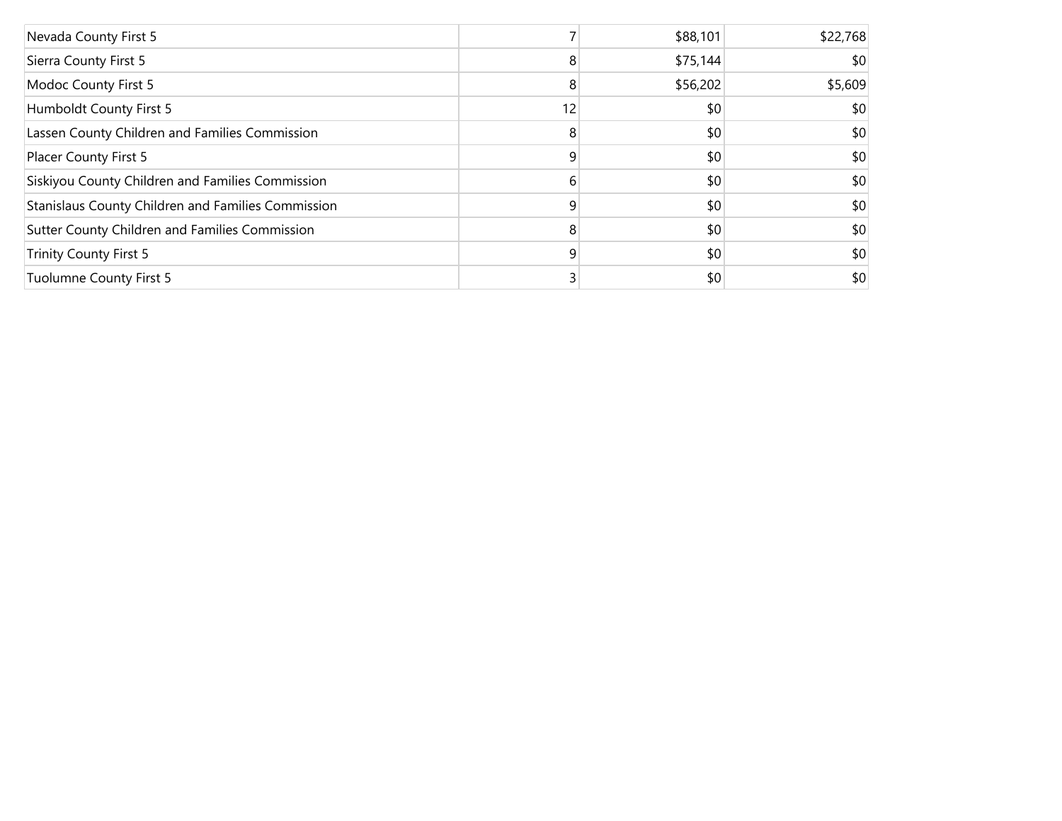| | | | |
|---|---|---|---|
| Nevada County First 5 | 7 | $88,101 | $22,768 |
| Sierra County First 5 | 8 | $75,144 | $0 |
| Modoc County First 5 | 8 | $56,202 | $5,609 |
| Humboldt County First 5 | 12 | $0 | $0 |
| Lassen County Children and Families Commission | 8 | $0 | $0 |
| Placer County First 5 | 9 | $0 | $0 |
| Siskiyou County Children and Families Commission | 6 | $0 | $0 |
| Stanislaus County Children and Families Commission | 9 | $0 | $0 |
| Sutter County Children and Families Commission | 8 | $0 | $0 |
| Trinity County First 5 | 9 | $0 | $0 |
| Tuolumne County First 5 | 3 | $0 | $0 |